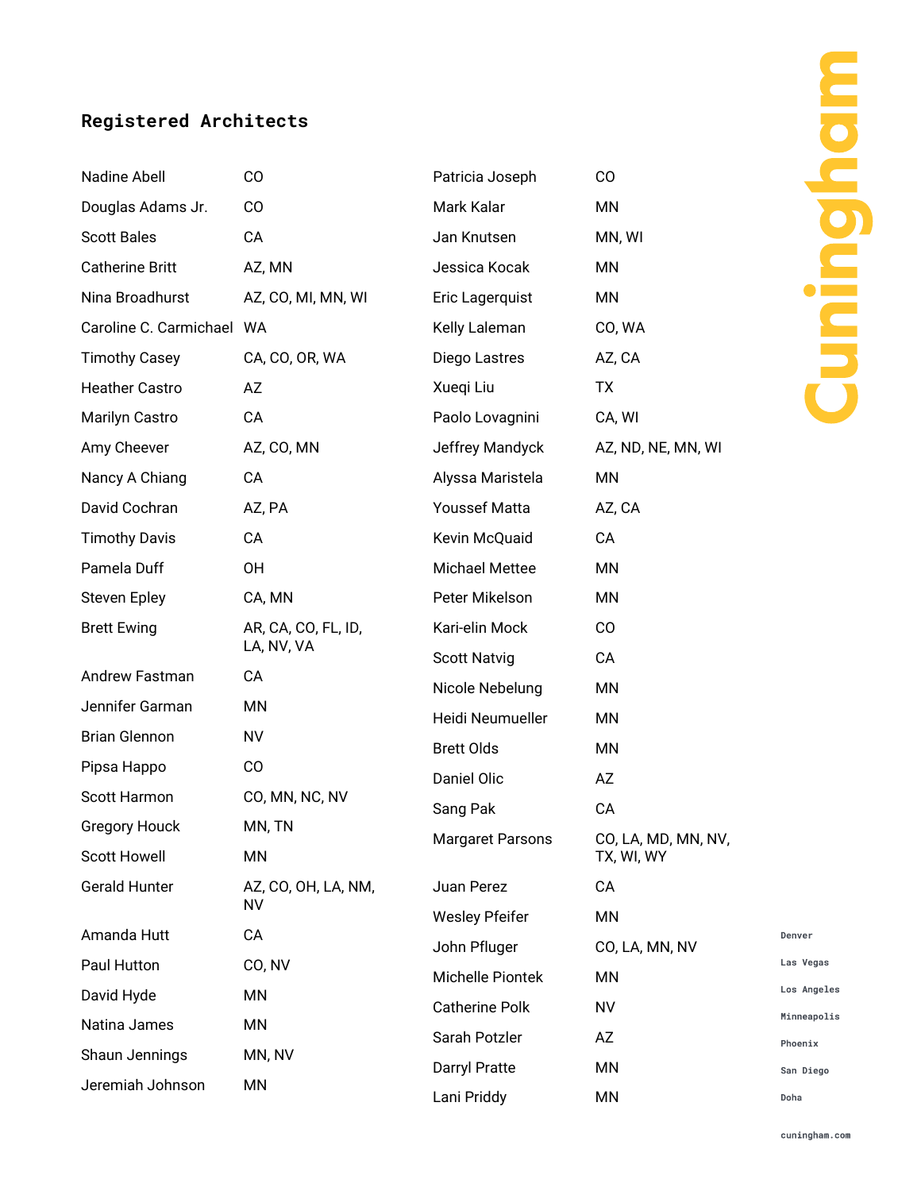## Registered Architects

| Name | States |
|---|---|
| Nadine Abell | CO |
| Douglas Adams Jr. | CO |
| Scott Bales | CA |
| Catherine Britt | AZ, MN |
| Nina Broadhurst | AZ, CO, MI, MN, WI |
| Caroline C. Carmichael | WA |
| Timothy Casey | CA, CO, OR, WA |
| Heather Castro | AZ |
| Marilyn Castro | CA |
| Amy Cheever | AZ, CO, MN |
| Nancy A Chiang | CA |
| David Cochran | AZ, PA |
| Timothy Davis | CA |
| Pamela Duff | OH |
| Steven Epley | CA, MN |
| Brett Ewing | AR, CA, CO, FL, ID, LA, NV, VA |
| Andrew Fastman | CA |
| Jennifer Garman | MN |
| Brian Glennon | NV |
| Pipsa Happo | CO |
| Scott Harmon | CO, MN, NC, NV |
| Gregory Houck | MN, TN |
| Scott Howell | MN |
| Gerald Hunter | AZ, CO, OH, LA, NM, NV |
| Amanda Hutt | CA |
| Paul Hutton | CO, NV |
| David Hyde | MN |
| Natina James | MN |
| Shaun Jennings | MN, NV |
| Jeremiah Johnson | MN |
| Patricia Joseph | CO |
| Mark Kalar | MN |
| Jan Knutsen | MN, WI |
| Jessica Kocak | MN |
| Eric Lagerquist | MN |
| Kelly Laleman | CO, WA |
| Diego Lastres | AZ, CA |
| Xueqi Liu | TX |
| Paolo Lovagnini | CA, WI |
| Jeffrey Mandyck | AZ, ND, NE, MN, WI |
| Alyssa Maristela | MN |
| Youssef Matta | AZ, CA |
| Kevin McQuaid | CA |
| Michael Mettee | MN |
| Peter Mikelson | MN |
| Kari-elin Mock | CO |
| Scott Natvig | CA |
| Nicole Nebelung | MN |
| Heidi Neumueller | MN |
| Brett Olds | MN |
| Daniel Olic | AZ |
| Sang Pak | CA |
| Margaret Parsons | CO, LA, MD, MN, NV, TX, WI, WY |
| Juan Perez | CA |
| Wesley Pfeifer | MN |
| John Pfluger | CO, LA, MN, NV |
| Michelle Piontek | MN |
| Catherine Polk | NV |
| Sarah Potzler | AZ |
| Darryl Pratte | MN |
| Lani Priddy | MN |

Cuningham

Denver
Las Vegas
Los Angeles
Minneapolis
Phoenix
San Diego
Doha

cuningham.com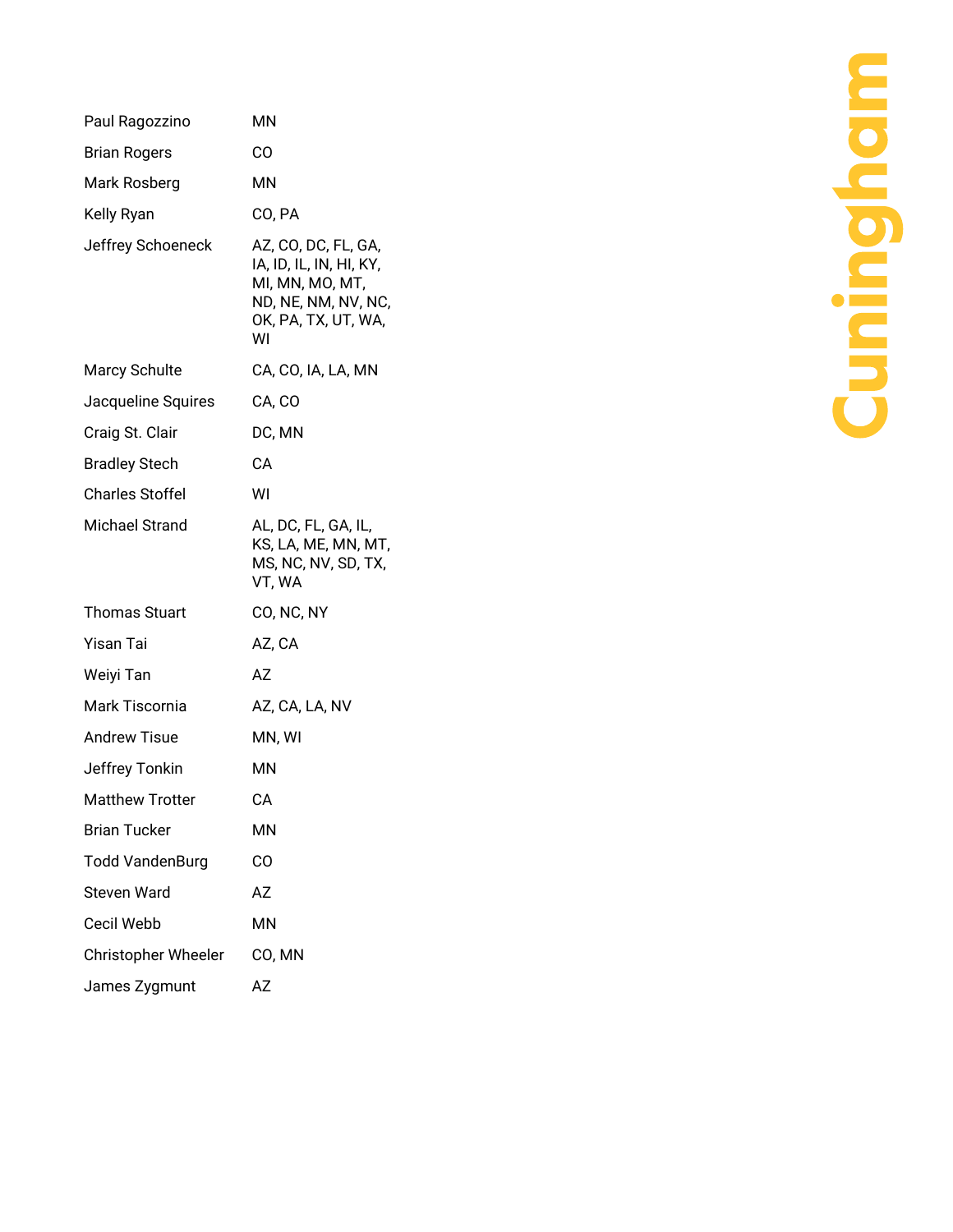| | |
|---|---|
| Paul Ragozzino | MN |
| Brian Rogers | CO |
| Mark Rosberg | MN |
| Kelly Ryan | CO, PA |
| Jeffrey Schoeneck | AZ, CO, DC, FL, GA, IA, ID, IL, IN, HI, KY, MI, MN, MO, MT, ND, NE, NM, NV, NC, OK, PA, TX, UT, WA, WI |
| Marcy Schulte | CA, CO, IA, LA, MN |
| Jacqueline Squires | CA, CO |
| Craig St. Clair | DC, MN |
| Bradley Stech | CA |
| Charles Stoffel | WI |
| Michael Strand | AL, DC, FL, GA, IL, KS, LA, ME, MN, MT, MS, NC, NV, SD, TX, VT, WA |
| Thomas Stuart | CO, NC, NY |
| Yisan Tai | AZ, CA |
| Weiyi Tan | AZ |
| Mark Tiscornia | AZ, CA, LA, NV |
| Andrew Tisue | MN, WI |
| Jeffrey Tonkin | MN |
| Matthew Trotter | CA |
| Brian Tucker | MN |
| Todd VandenBurg | CO |
| Steven Ward | AZ |
| Cecil Webb | MN |
| Christopher Wheeler | CO, MN |
| James Zygmunt | AZ |